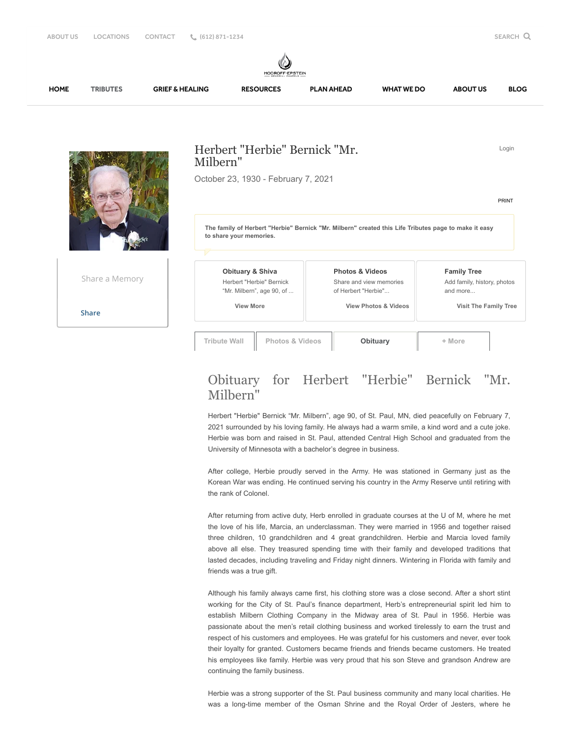ABOUT US LOCATIONS CONTACT (612) 871-1234 SEARCH

HODROFF-EPSTEIN MEMORIAL CHAPELS

HOME TRIBUTES GRIEF & HEALING RESOURCES PLAN AHEAD WHAT WE DO ABOUT US BLOG

# Herbert "Herbie" Bernick "Mr. Milbern"

October 23, 1930 - February 7, 2021

Login

PRINT

**The family of Herbert "Herbie" Bernick "Mr. Milbern" created this Life Tributes page to make it easy to share your memories.**

Share a Memory

Share

**Obituary & Shiva**
Herbert "Herbie" Bernick "Mr. Milbern", age 90, of ...
View More

**Photos & Videos**
Share and view memories of Herbert "Herbie"...
View Photos & Videos

**Family Tree**
Add family, history, photos and more...
Visit The Family Tree

Tribute Wall | Photos & Videos | Obituary | + More

## Obituary for Herbert "Herbie" Bernick "Mr. Milbern"

Herbert "Herbie" Bernick "Mr. Milbern", age 90, of St. Paul, MN, died peacefully on February 7, 2021 surrounded by his loving family. He always had a warm smile, a kind word and a cute joke. Herbie was born and raised in St. Paul, attended Central High School and graduated from the University of Minnesota with a bachelor's degree in business.

After college, Herbie proudly served in the Army. He was stationed in Germany just as the Korean War was ending. He continued serving his country in the Army Reserve until retiring with the rank of Colonel.

After returning from active duty, Herb enrolled in graduate courses at the U of M, where he met the love of his life, Marcia, an underclassman. They were married in 1956 and together raised three children, 10 grandchildren and 4 great grandchildren. Herbie and Marcia loved family above all else. They treasured spending time with their family and developed traditions that lasted decades, including traveling and Friday night dinners. Wintering in Florida with family and friends was a true gift.

Although his family always came first, his clothing store was a close second. After a short stint working for the City of St. Paul's finance department, Herb's entrepreneurial spirit led him to establish Milbern Clothing Company in the Midway area of St. Paul in 1956. Herbie was passionate about the men's retail clothing business and worked tirelessly to earn the trust and respect of his customers and employees. He was grateful for his customers and never, ever took their loyalty for granted. Customers became friends and friends became customers. He treated his employees like family. Herbie was very proud that his son Steve and grandson Andrew are continuing the family business.

Herbie was a strong supporter of the St. Paul business community and many local charities. He was a long-time member of the Osman Shrine and the Royal Order of Jesters, where he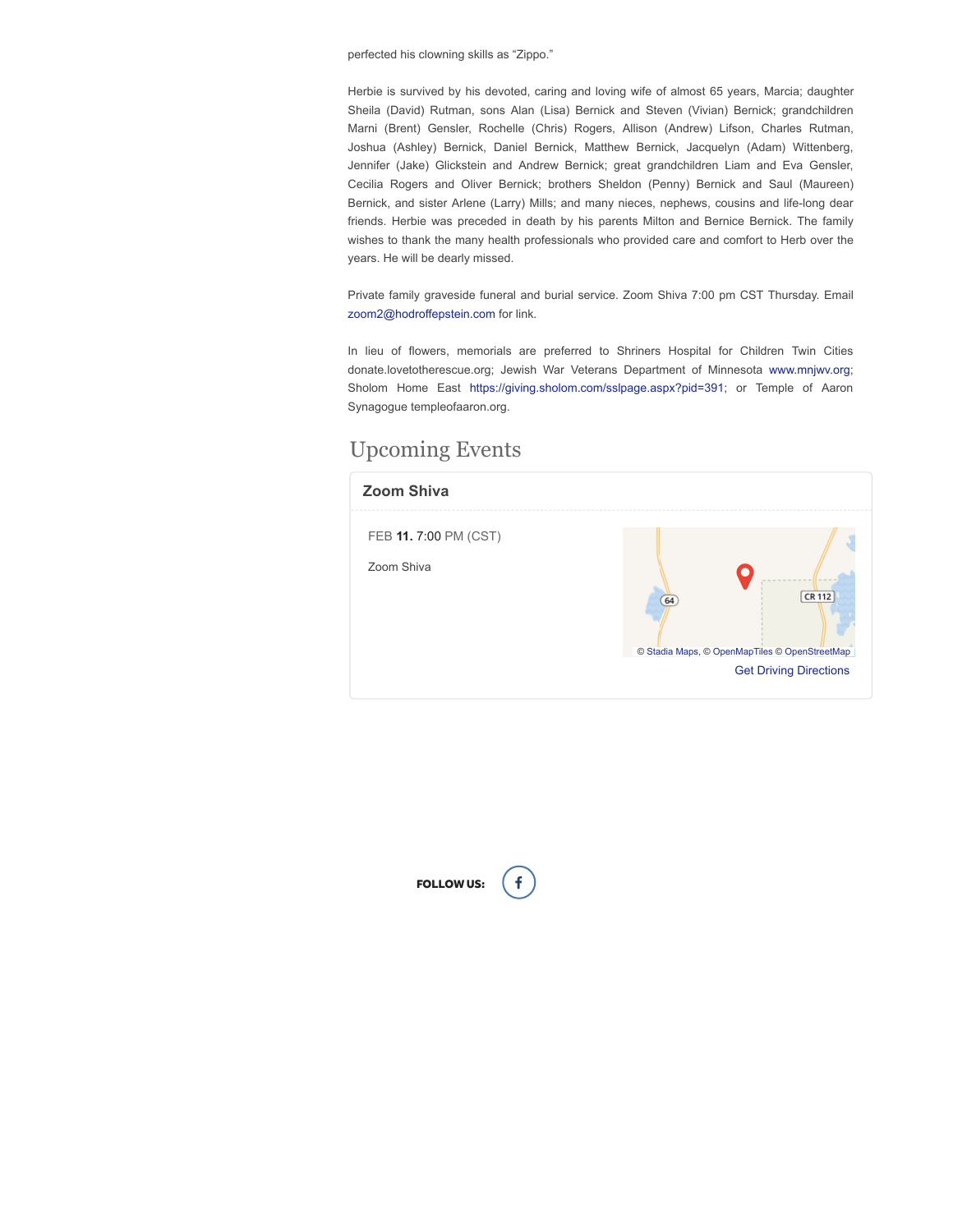perfected his clowning skills as "Zippo."

Herbie is survived by his devoted, caring and loving wife of almost 65 years, Marcia; daughter Sheila (David) Rutman, sons Alan (Lisa) Bernick and Steven (Vivian) Bernick; grandchildren Marni (Brent) Gensler, Rochelle (Chris) Rogers, Allison (Andrew) Lifson, Charles Rutman, Joshua (Ashley) Bernick, Daniel Bernick, Matthew Bernick, Jacquelyn (Adam) Wittenberg, Jennifer (Jake) Glickstein and Andrew Bernick; great grandchildren Liam and Eva Gensler, Cecilia Rogers and Oliver Bernick; brothers Sheldon (Penny) Bernick and Saul (Maureen) Bernick, and sister Arlene (Larry) Mills; and many nieces, nephews, cousins and life-long dear friends. Herbie was preceded in death by his parents Milton and Bernice Bernick. The family wishes to thank the many health professionals who provided care and comfort to Herb over the years. He will be dearly missed.

Private family graveside funeral and burial service. Zoom Shiva 7:00 pm CST Thursday. Email zoom2@hodroffepstein.com for link.

In lieu of flowers, memorials are preferred to Shriners Hospital for Children Twin Cities donate.lovetotherescue.org; Jewish War Veterans Department of Minnesota www.mnjwv.org; Sholom Home East https://giving.sholom.com/sslpage.aspx?pid=391; or Temple of Aaron Synagogue templeofaaron.org.

## Upcoming Events

### Zoom Shiva

FEB **11.** 7:00 PM (CST)

Zoom Shiva

64

CR 112

© Stadia Maps, © OpenMapTiles © OpenStreetMap

Get Driving Directions

**FOLLOW US:**